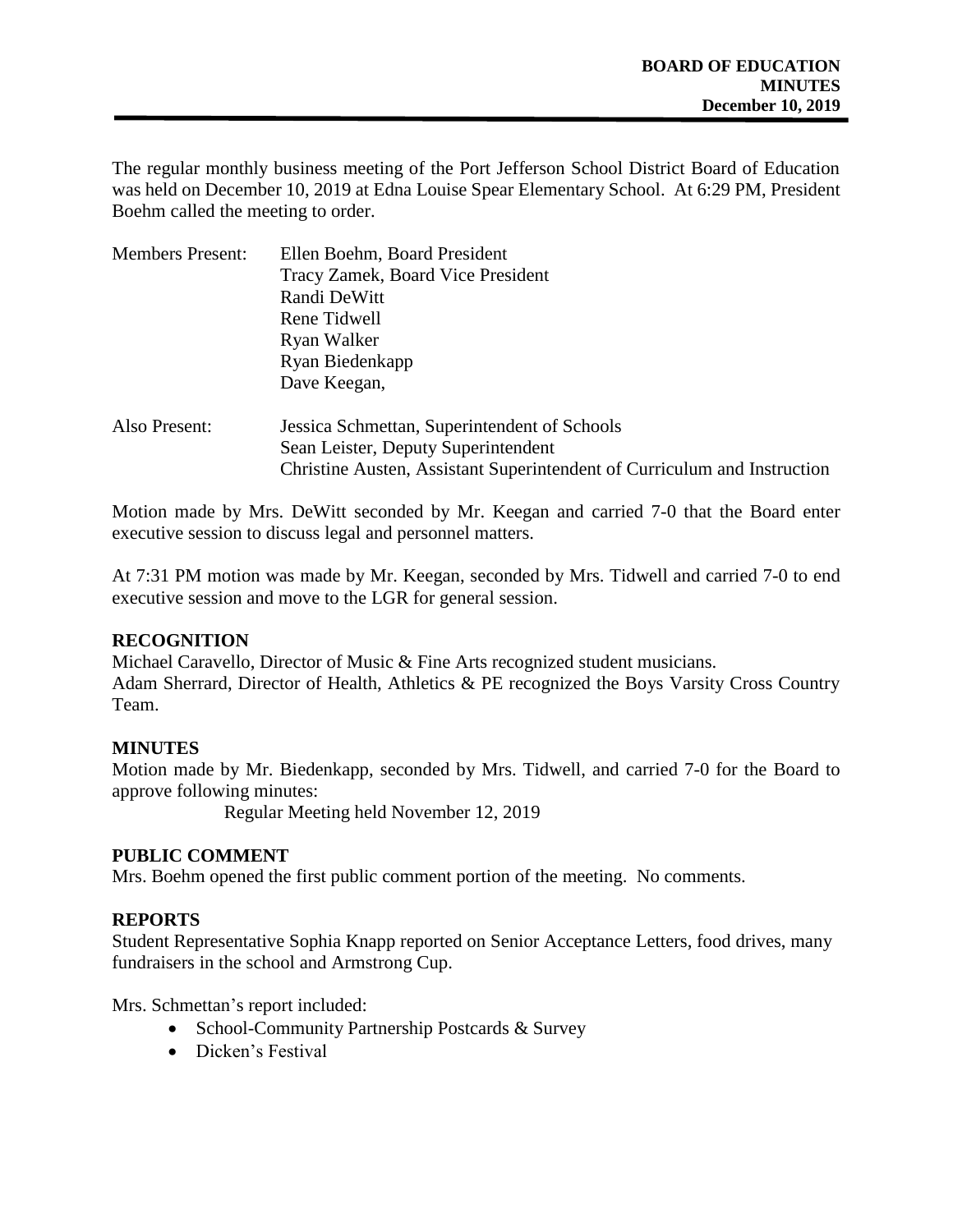**BOARD OF EDUCATION**
**MINUTES**
**December 10, 2019**

The regular monthly business meeting of the Port Jefferson School District Board of Education was held on December 10, 2019 at Edna Louise Spear Elementary School. At 6:29 PM, President Boehm called the meeting to order.

Members Present: Ellen Boehm, Board President
Tracy Zamek, Board Vice President
Randi DeWitt
Rene Tidwell
Ryan Walker
Ryan Biedenkapp
Dave Keegan,

Also Present: Jessica Schmettan, Superintendent of Schools
Sean Leister, Deputy Superintendent
Christine Austen, Assistant Superintendent of Curriculum and Instruction

Motion made by Mrs. DeWitt seconded by Mr. Keegan and carried 7-0 that the Board enter executive session to discuss legal and personnel matters.

At 7:31 PM motion was made by Mr. Keegan, seconded by Mrs. Tidwell and carried 7-0 to end executive session and move to the LGR for general session.

## RECOGNITION

Michael Caravello, Director of Music & Fine Arts recognized student musicians.
Adam Sherrard, Director of Health, Athletics & PE recognized the Boys Varsity Cross Country Team.

## MINUTES

Motion made by Mr. Biedenkapp, seconded by Mrs. Tidwell, and carried 7-0 for the Board to approve following minutes:

Regular Meeting held November 12, 2019

## PUBLIC COMMENT

Mrs. Boehm opened the first public comment portion of the meeting. No comments.

## REPORTS

Student Representative Sophia Knapp reported on Senior Acceptance Letters, food drives, many fundraisers in the school and Armstrong Cup.

Mrs. Schmettan's report included:

- School-Community Partnership Postcards & Survey
- Dicken's Festival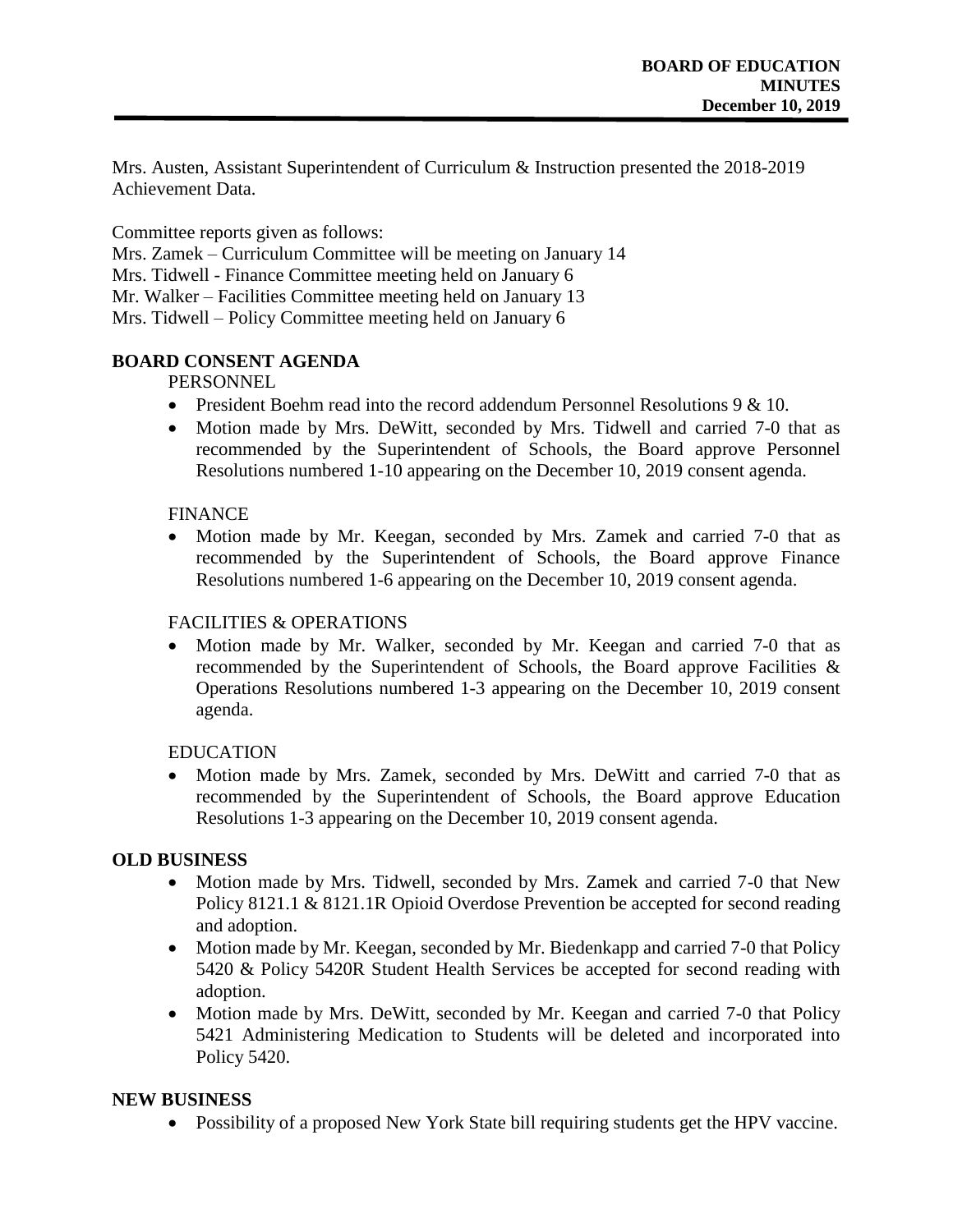Mrs. Austen, Assistant Superintendent of Curriculum & Instruction presented the 2018-2019 Achievement Data.

Committee reports given as follows:
Mrs. Zamek – Curriculum Committee will be meeting on January 14
Mrs. Tidwell - Finance Committee meeting held on January 6
Mr. Walker – Facilities Committee meeting held on January 13
Mrs. Tidwell – Policy Committee meeting held on January 6

**BOARD CONSENT AGENDA**

PERSONNEL

- President Boehm read into the record addendum Personnel Resolutions 9 & 10.
- Motion made by Mrs. DeWitt, seconded by Mrs. Tidwell and carried 7-0 that as recommended by the Superintendent of Schools, the Board approve Personnel Resolutions numbered 1-10 appearing on the December 10, 2019 consent agenda.

FINANCE

- Motion made by Mr. Keegan, seconded by Mrs. Zamek and carried 7-0 that as recommended by the Superintendent of Schools, the Board approve Finance Resolutions numbered 1-6 appearing on the December 10, 2019 consent agenda.

FACILITIES & OPERATIONS

- Motion made by Mr. Walker, seconded by Mr. Keegan and carried 7-0 that as recommended by the Superintendent of Schools, the Board approve Facilities & Operations Resolutions numbered 1-3 appearing on the December 10, 2019 consent agenda.

EDUCATION

- Motion made by Mrs. Zamek, seconded by Mrs. DeWitt and carried 7-0 that as recommended by the Superintendent of Schools, the Board approve Education Resolutions 1-3 appearing on the December 10, 2019 consent agenda.

**OLD BUSINESS**

- Motion made by Mrs. Tidwell, seconded by Mrs. Zamek and carried 7-0 that New Policy 8121.1 & 8121.1R Opioid Overdose Prevention be accepted for second reading and adoption.
- Motion made by Mr. Keegan, seconded by Mr. Biedenkapp and carried 7-0 that Policy 5420 & Policy 5420R Student Health Services be accepted for second reading with adoption.
- Motion made by Mrs. DeWitt, seconded by Mr. Keegan and carried 7-0 that Policy 5421 Administering Medication to Students will be deleted and incorporated into Policy 5420.

**NEW BUSINESS**

- Possibility of a proposed New York State bill requiring students get the HPV vaccine.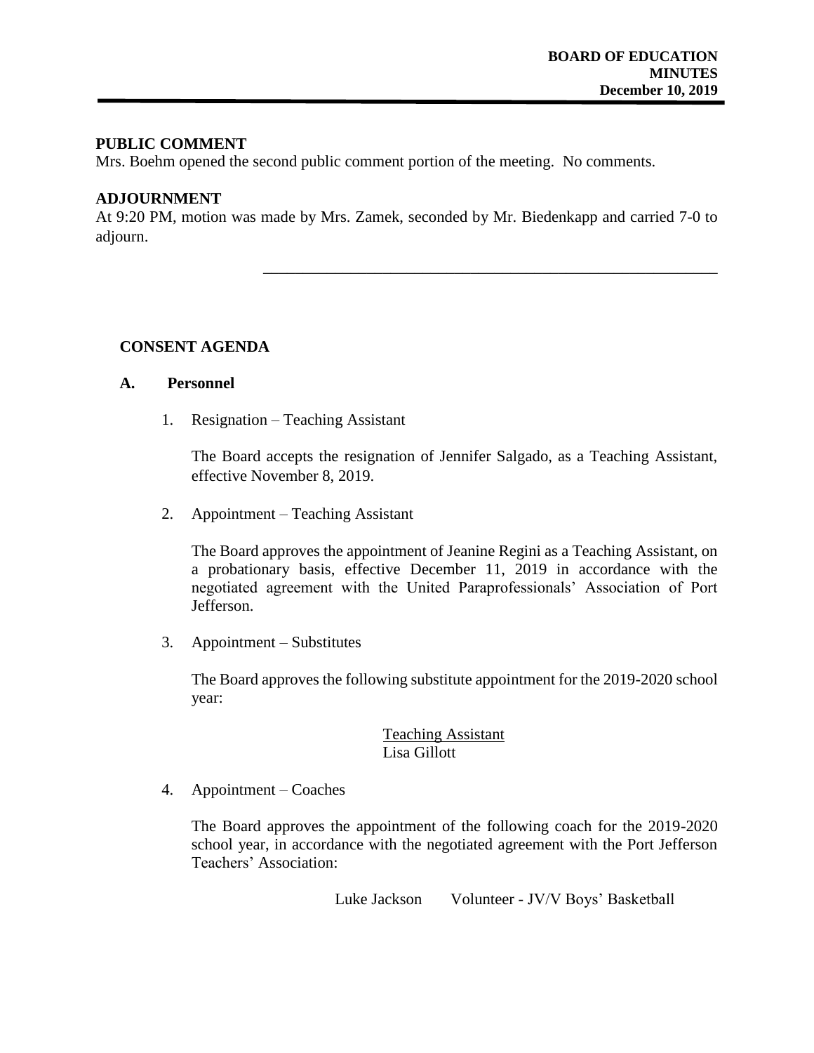## PUBLIC COMMENT

Mrs. Boehm opened the second public comment portion of the meeting. No comments.

## ADJOURNMENT

At 9:20 PM, motion was made by Mrs. Zamek, seconded by Mr. Biedenkapp and carried 7-0 to adjourn.

\_\_\_\_\_\_\_\_\_\_\_\_\_\_\_\_\_\_\_\_\_\_\_\_\_\_\_\_\_\_\_\_\_\_\_\_\_\_\_\_\_\_\_\_\_\_\_\_\_\_\_\_\_\_\_\_\_\_

## CONSENT AGENDA

### A. Personnel

1. Resignation – Teaching Assistant

   The Board accepts the resignation of Jennifer Salgado, as a Teaching Assistant, effective November 8, 2019.

2. Appointment – Teaching Assistant

   The Board approves the appointment of Jeanine Regini as a Teaching Assistant, on a probationary basis, effective December 11, 2019 in accordance with the negotiated agreement with the United Paraprofessionals' Association of Port Jefferson.

3. Appointment – Substitutes

   The Board approves the following substitute appointment for the 2019-2020 school year:

   Teaching Assistant
   Lisa Gillott

4. Appointment – Coaches

   The Board approves the appointment of the following coach for the 2019-2020 school year, in accordance with the negotiated agreement with the Port Jefferson Teachers' Association:

   Luke Jackson Volunteer - JV/V Boys' Basketball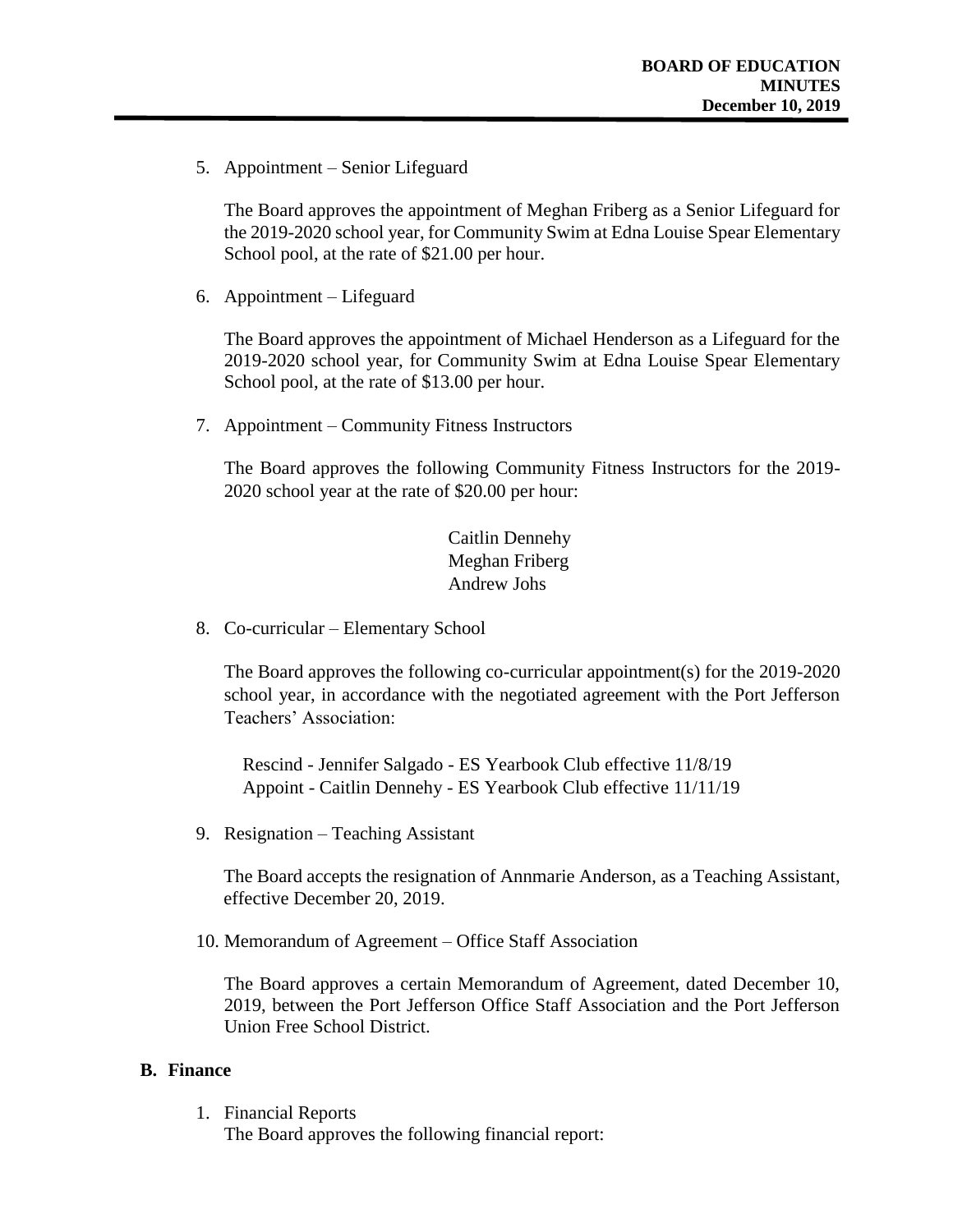5. Appointment – Senior Lifeguard

   The Board approves the appointment of Meghan Friberg as a Senior Lifeguard for the 2019-2020 school year, for Community Swim at Edna Louise Spear Elementary School pool, at the rate of $21.00 per hour.

6. Appointment – Lifeguard

   The Board approves the appointment of Michael Henderson as a Lifeguard for the 2019-2020 school year, for Community Swim at Edna Louise Spear Elementary School pool, at the rate of $13.00 per hour.

7. Appointment – Community Fitness Instructors

   The Board approves the following Community Fitness Instructors for the 2019-2020 school year at the rate of $20.00 per hour:

   Caitlin Dennehy
   Meghan Friberg
   Andrew Johs

8. Co-curricular – Elementary School

   The Board approves the following co-curricular appointment(s) for the 2019-2020 school year, in accordance with the negotiated agreement with the Port Jefferson Teachers' Association:

   Rescind - Jennifer Salgado - ES Yearbook Club effective 11/8/19
   Appoint - Caitlin Dennehy - ES Yearbook Club effective 11/11/19

9. Resignation – Teaching Assistant

   The Board accepts the resignation of Annmarie Anderson, as a Teaching Assistant, effective December 20, 2019.

10. Memorandum of Agreement – Office Staff Association

    The Board approves a certain Memorandum of Agreement, dated December 10, 2019, between the Port Jefferson Office Staff Association and the Port Jefferson Union Free School District.

## B. Finance

1. Financial Reports
   The Board approves the following financial report: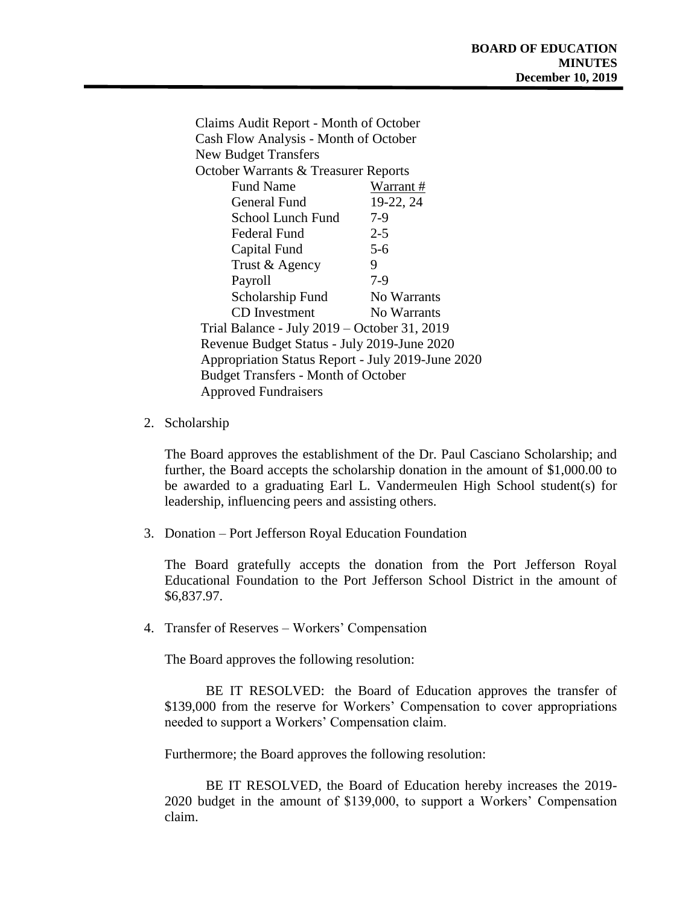Claims Audit Report - Month of October
Cash Flow Analysis - Month of October
New Budget Transfers
October Warrants & Treasurer Reports

| Fund Name | Warrant # |
|---|---|
| General Fund | 19-22, 24 |
| School Lunch Fund | 7-9 |
| Federal Fund | 2-5 |
| Capital Fund | 5-6 |
| Trust & Agency | 9 |
| Payroll | 7-9 |
| Scholarship Fund | No Warrants |
| CD Investment | No Warrants |

Trial Balance - July 2019 – October 31, 2019
Revenue Budget Status - July 2019-June 2020
Appropriation Status Report - July 2019-June 2020
Budget Transfers - Month of October
Approved Fundraisers

2. Scholarship

   The Board approves the establishment of the Dr. Paul Casciano Scholarship; and further, the Board accepts the scholarship donation in the amount of $1,000.00 to be awarded to a graduating Earl L. Vandermeulen High School student(s) for leadership, influencing peers and assisting others.

3. Donation – Port Jefferson Royal Education Foundation

   The Board gratefully accepts the donation from the Port Jefferson Royal Educational Foundation to the Port Jefferson School District in the amount of $6,837.97.

4. Transfer of Reserves – Workers' Compensation

   The Board approves the following resolution:

   BE IT RESOLVED: the Board of Education approves the transfer of $139,000 from the reserve for Workers' Compensation to cover appropriations needed to support a Workers' Compensation claim.

   Furthermore; the Board approves the following resolution:

   BE IT RESOLVED, the Board of Education hereby increases the 2019-2020 budget in the amount of $139,000, to support a Workers' Compensation claim.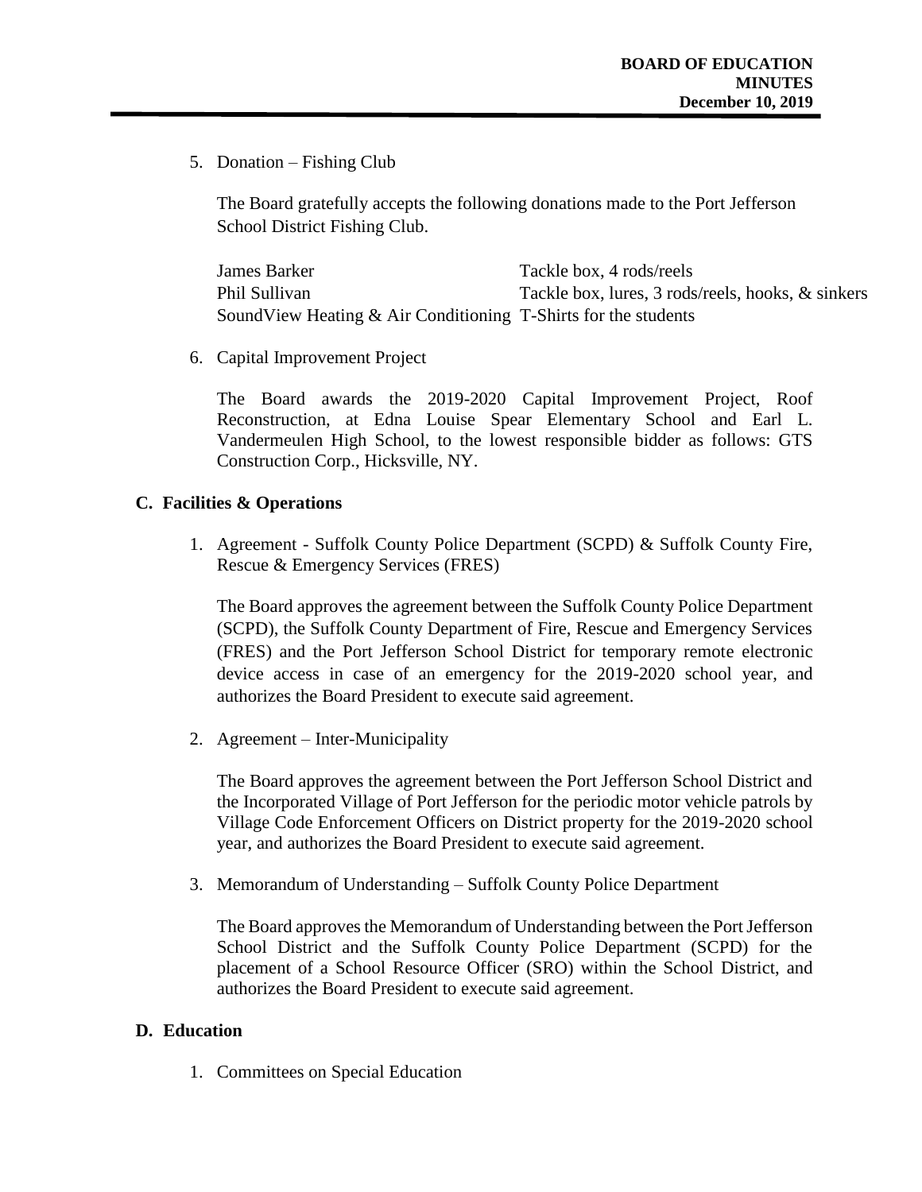5. Donation – Fishing Club

   The Board gratefully accepts the following donations made to the Port Jefferson School District Fishing Club.

| | |
|---|---|
| James Barker | Tackle box, 4 rods/reels |
| Phil Sullivan | Tackle box, lures, 3 rods/reels, hooks, & sinkers |
| SoundView Heating & Air Conditioning | T-Shirts for the students |

6. Capital Improvement Project

   The Board awards the 2019-2020 Capital Improvement Project, Roof Reconstruction, at Edna Louise Spear Elementary School and Earl L. Vandermeulen High School, to the lowest responsible bidder as follows: GTS Construction Corp., Hicksville, NY.

**C. Facilities & Operations**

1. Agreement - Suffolk County Police Department (SCPD) & Suffolk County Fire, Rescue & Emergency Services (FRES)

   The Board approves the agreement between the Suffolk County Police Department (SCPD), the Suffolk County Department of Fire, Rescue and Emergency Services (FRES) and the Port Jefferson School District for temporary remote electronic device access in case of an emergency for the 2019-2020 school year, and authorizes the Board President to execute said agreement.

2. Agreement – Inter-Municipality

   The Board approves the agreement between the Port Jefferson School District and the Incorporated Village of Port Jefferson for the periodic motor vehicle patrols by Village Code Enforcement Officers on District property for the 2019-2020 school year, and authorizes the Board President to execute said agreement.

3. Memorandum of Understanding – Suffolk County Police Department

   The Board approves the Memorandum of Understanding between the Port Jefferson School District and the Suffolk County Police Department (SCPD) for the placement of a School Resource Officer (SRO) within the School District, and authorizes the Board President to execute said agreement.

**D. Education**

1. Committees on Special Education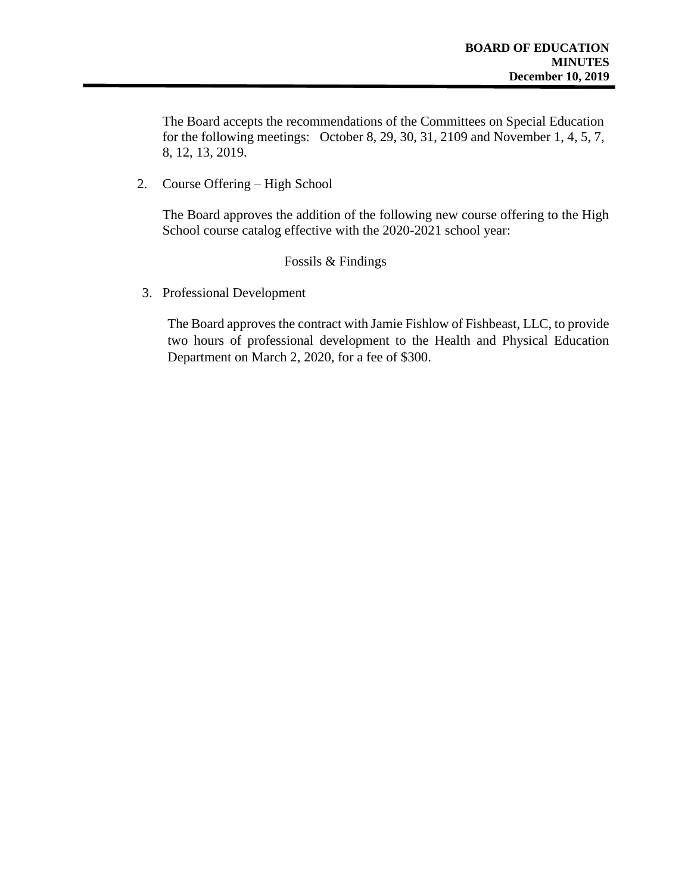The Board accepts the recommendations of the Committees on Special Education for the following meetings: October 8, 29, 30, 31, 2109 and November 1, 4, 5, 7, 8, 12, 13, 2019.

2. Course Offering – High School

   The Board approves the addition of the following new course offering to the High School course catalog effective with the 2020-2021 school year:

   Fossils & Findings

3. Professional Development

   The Board approves the contract with Jamie Fishlow of Fishbeast, LLC, to provide two hours of professional development to the Health and Physical Education Department on March 2, 2020, for a fee of $300.